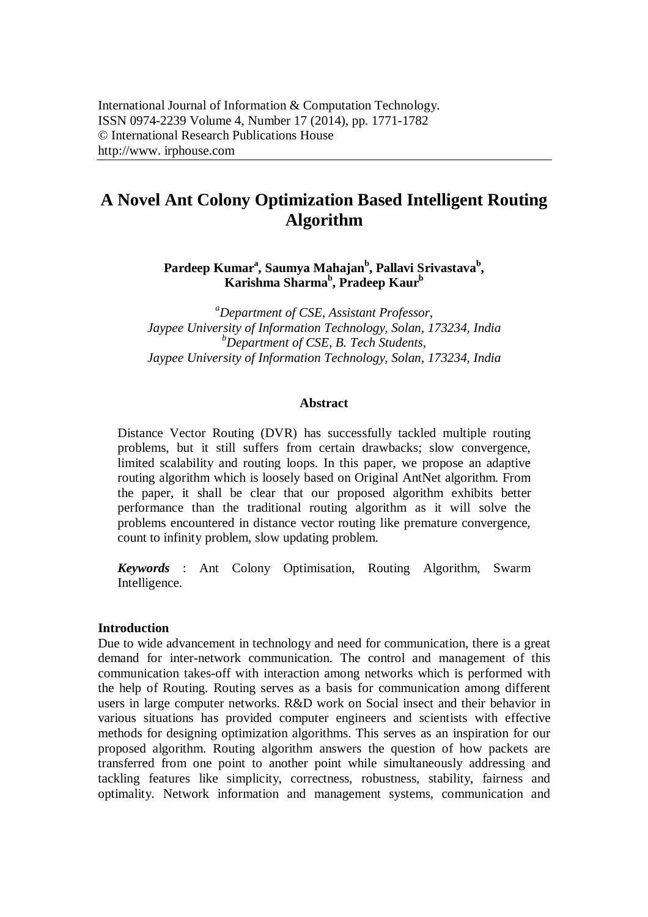International Journal of Information & Computation Technology.
ISSN 0974-2239 Volume 4, Number 17 (2014), pp. 1771-1782
© International Research Publications House
http://www. irphouse.com

# A Novel Ant Colony Optimization Based Intelligent Routing Algorithm

**Pardeep Kumar[a], Saumya Mahajan[b], Pallavi Srivastava[b], Karishma Sharma[b], Pradeep Kaur[b]**

*[a]Department of CSE, Assistant Professor, Jaypee University of Information Technology, Solan, 173234, India*
*[b]Department of CSE, B. Tech Students, Jaypee University of Information Technology, Solan, 173234, India*

## Abstract

Distance Vector Routing (DVR) has successfully tackled multiple routing problems, but it still suffers from certain drawbacks; slow convergence, limited scalability and routing loops. In this paper, we propose an adaptive routing algorithm which is loosely based on Original AntNet algorithm. From the paper, it shall be clear that our proposed algorithm exhibits better performance than the traditional routing algorithm as it will solve the problems encountered in distance vector routing like premature convergence, count to infinity problem, slow updating problem.

***Keywords*** : Ant Colony Optimisation, Routing Algorithm, Swarm Intelligence.

## Introduction

Due to wide advancement in technology and need for communication, there is a great demand for inter-network communication. The control and management of this communication takes-off with interaction among networks which is performed with the help of Routing. Routing serves as a basis for communication among different users in large computer networks. R&D work on Social insect and their behavior in various situations has provided computer engineers and scientists with effective methods for designing optimization algorithms. This serves as an inspiration for our proposed algorithm. Routing algorithm answers the question of how packets are transferred from one point to another point while simultaneously addressing and tackling features like simplicity, correctness, robustness, stability, fairness and optimality. Network information and management systems, communication and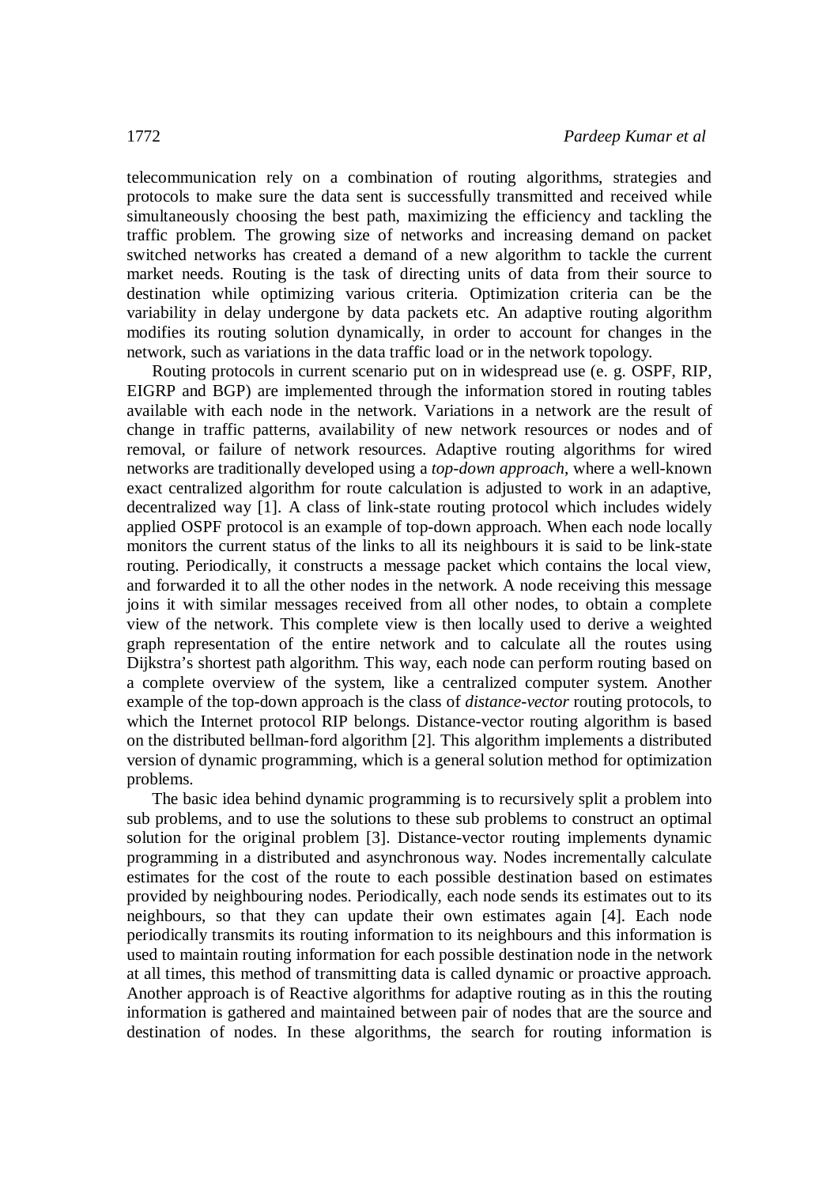telecommunication rely on a combination of routing algorithms, strategies and protocols to make sure the data sent is successfully transmitted and received while simultaneously choosing the best path, maximizing the efficiency and tackling the traffic problem. The growing size of networks and increasing demand on packet switched networks has created a demand of a new algorithm to tackle the current market needs. Routing is the task of directing units of data from their source to destination while optimizing various criteria. Optimization criteria can be the variability in delay undergone by data packets etc. An adaptive routing algorithm modifies its routing solution dynamically, in order to account for changes in the network, such as variations in the data traffic load or in the network topology.

Routing protocols in current scenario put on in widespread use (e. g. OSPF, RIP, EIGRP and BGP) are implemented through the information stored in routing tables available with each node in the network. Variations in a network are the result of change in traffic patterns, availability of new network resources or nodes and of removal, or failure of network resources. Adaptive routing algorithms for wired networks are traditionally developed using a *top-down approach*, where a well-known exact centralized algorithm for route calculation is adjusted to work in an adaptive, decentralized way [1]. A class of link-state routing protocol which includes widely applied OSPF protocol is an example of top-down approach. When each node locally monitors the current status of the links to all its neighbours it is said to be link-state routing. Periodically, it constructs a message packet which contains the local view, and forwarded it to all the other nodes in the network. A node receiving this message joins it with similar messages received from all other nodes, to obtain a complete view of the network. This complete view is then locally used to derive a weighted graph representation of the entire network and to calculate all the routes using Dijkstra's shortest path algorithm. This way, each node can perform routing based on a complete overview of the system, like a centralized computer system. Another example of the top-down approach is the class of *distance-vector* routing protocols, to which the Internet protocol RIP belongs. Distance-vector routing algorithm is based on the distributed bellman-ford algorithm [2]. This algorithm implements a distributed version of dynamic programming, which is a general solution method for optimization problems.

The basic idea behind dynamic programming is to recursively split a problem into sub problems, and to use the solutions to these sub problems to construct an optimal solution for the original problem [3]. Distance-vector routing implements dynamic programming in a distributed and asynchronous way. Nodes incrementally calculate estimates for the cost of the route to each possible destination based on estimates provided by neighbouring nodes. Periodically, each node sends its estimates out to its neighbours, so that they can update their own estimates again [4]. Each node periodically transmits its routing information to its neighbours and this information is used to maintain routing information for each possible destination node in the network at all times, this method of transmitting data is called dynamic or proactive approach. Another approach is of Reactive algorithms for adaptive routing as in this the routing information is gathered and maintained between pair of nodes that are the source and destination of nodes. In these algorithms, the search for routing information is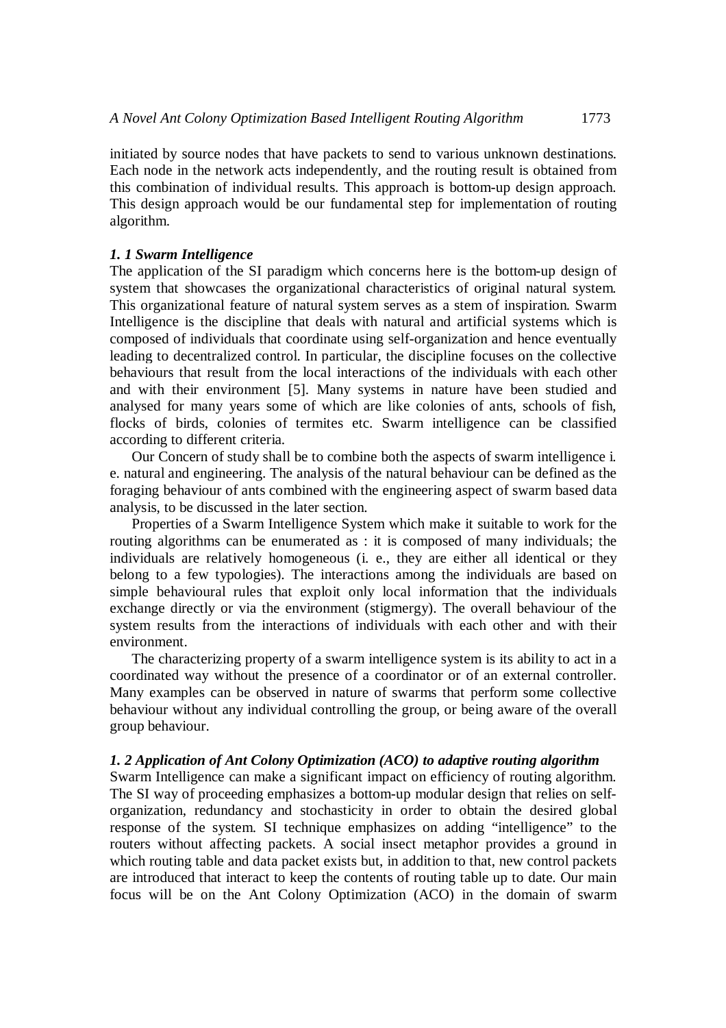initiated by source nodes that have packets to send to various unknown destinations. Each node in the network acts independently, and the routing result is obtained from this combination of individual results. This approach is bottom-up design approach. This design approach would be our fundamental step for implementation of routing algorithm.

### *1. 1 Swarm Intelligence*

The application of the SI paradigm which concerns here is the bottom-up design of system that showcases the organizational characteristics of original natural system. This organizational feature of natural system serves as a stem of inspiration. Swarm Intelligence is the discipline that deals with natural and artificial systems which is composed of individuals that coordinate using self-organization and hence eventually leading to decentralized control. In particular, the discipline focuses on the collective behaviours that result from the local interactions of the individuals with each other and with their environment [5]. Many systems in nature have been studied and analysed for many years some of which are like colonies of ants, schools of fish, flocks of birds, colonies of termites etc. Swarm intelligence can be classified according to different criteria.

Our Concern of study shall be to combine both the aspects of swarm intelligence i. e. natural and engineering. The analysis of the natural behaviour can be defined as the foraging behaviour of ants combined with the engineering aspect of swarm based data analysis, to be discussed in the later section.

Properties of a Swarm Intelligence System which make it suitable to work for the routing algorithms can be enumerated as : it is composed of many individuals; the individuals are relatively homogeneous (i. e., they are either all identical or they belong to a few typologies). The interactions among the individuals are based on simple behavioural rules that exploit only local information that the individuals exchange directly or via the environment (stigmergy). The overall behaviour of the system results from the interactions of individuals with each other and with their environment.

The characterizing property of a swarm intelligence system is its ability to act in a coordinated way without the presence of a coordinator or of an external controller. Many examples can be observed in nature of swarms that perform some collective behaviour without any individual controlling the group, or being aware of the overall group behaviour.

### *1. 2 Application of Ant Colony Optimization (ACO) to adaptive routing algorithm*

Swarm Intelligence can make a significant impact on efficiency of routing algorithm. The SI way of proceeding emphasizes a bottom-up modular design that relies on self-organization, redundancy and stochasticity in order to obtain the desired global response of the system. SI technique emphasizes on adding "intelligence" to the routers without affecting packets. A social insect metaphor provides a ground in which routing table and data packet exists but, in addition to that, new control packets are introduced that interact to keep the contents of routing table up to date. Our main focus will be on the Ant Colony Optimization (ACO) in the domain of swarm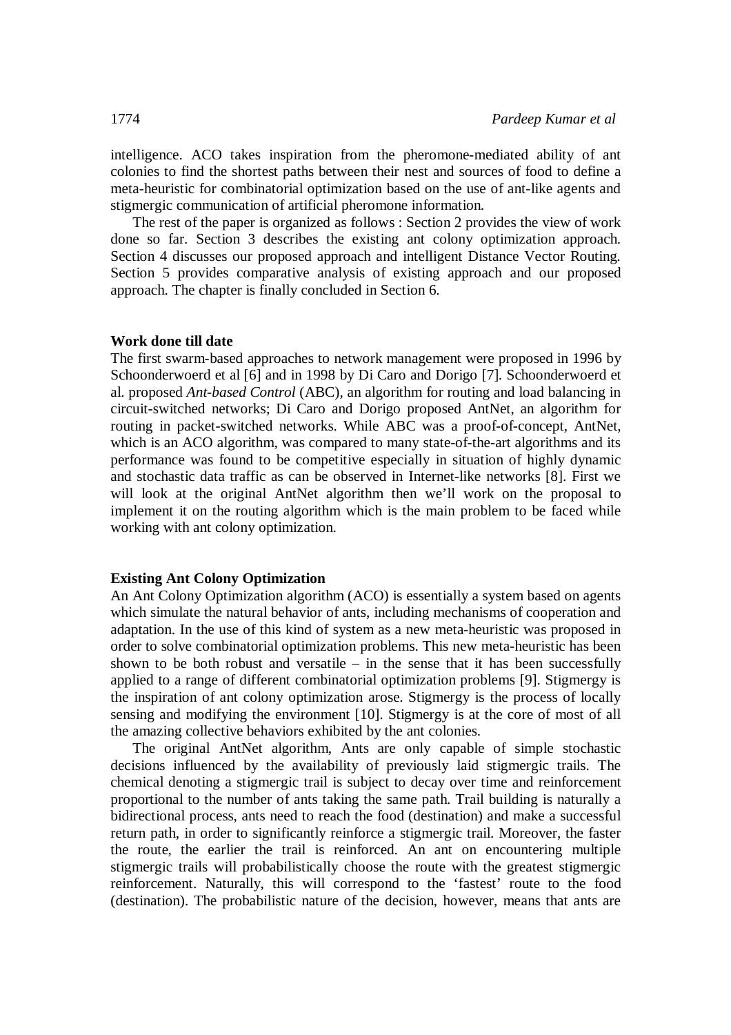intelligence. ACO takes inspiration from the pheromone-mediated ability of ant colonies to find the shortest paths between their nest and sources of food to define a meta-heuristic for combinatorial optimization based on the use of ant-like agents and stigmergic communication of artificial pheromone information.

The rest of the paper is organized as follows : Section 2 provides the view of work done so far. Section 3 describes the existing ant colony optimization approach. Section 4 discusses our proposed approach and intelligent Distance Vector Routing. Section 5 provides comparative analysis of existing approach and our proposed approach. The chapter is finally concluded in Section 6.

## Work done till date

The first swarm-based approaches to network management were proposed in 1996 by Schoonderwoerd et al [6] and in 1998 by Di Caro and Dorigo [7]. Schoonderwoerd et al. proposed *Ant-based Control* (ABC), an algorithm for routing and load balancing in circuit-switched networks; Di Caro and Dorigo proposed AntNet, an algorithm for routing in packet-switched networks. While ABC was a proof-of-concept, AntNet, which is an ACO algorithm, was compared to many state-of-the-art algorithms and its performance was found to be competitive especially in situation of highly dynamic and stochastic data traffic as can be observed in Internet-like networks [8]. First we will look at the original AntNet algorithm then we'll work on the proposal to implement it on the routing algorithm which is the main problem to be faced while working with ant colony optimization.

## Existing Ant Colony Optimization

An Ant Colony Optimization algorithm (ACO) is essentially a system based on agents which simulate the natural behavior of ants, including mechanisms of cooperation and adaptation. In the use of this kind of system as a new meta-heuristic was proposed in order to solve combinatorial optimization problems. This new meta-heuristic has been shown to be both robust and versatile – in the sense that it has been successfully applied to a range of different combinatorial optimization problems [9]. Stigmergy is the inspiration of ant colony optimization arose. Stigmergy is the process of locally sensing and modifying the environment [10]. Stigmergy is at the core of most of all the amazing collective behaviors exhibited by the ant colonies.

The original AntNet algorithm, Ants are only capable of simple stochastic decisions influenced by the availability of previously laid stigmergic trails. The chemical denoting a stigmergic trail is subject to decay over time and reinforcement proportional to the number of ants taking the same path. Trail building is naturally a bidirectional process, ants need to reach the food (destination) and make a successful return path, in order to significantly reinforce a stigmergic trail. Moreover, the faster the route, the earlier the trail is reinforced. An ant on encountering multiple stigmergic trails will probabilistically choose the route with the greatest stigmergic reinforcement. Naturally, this will correspond to the 'fastest' route to the food (destination). The probabilistic nature of the decision, however, means that ants are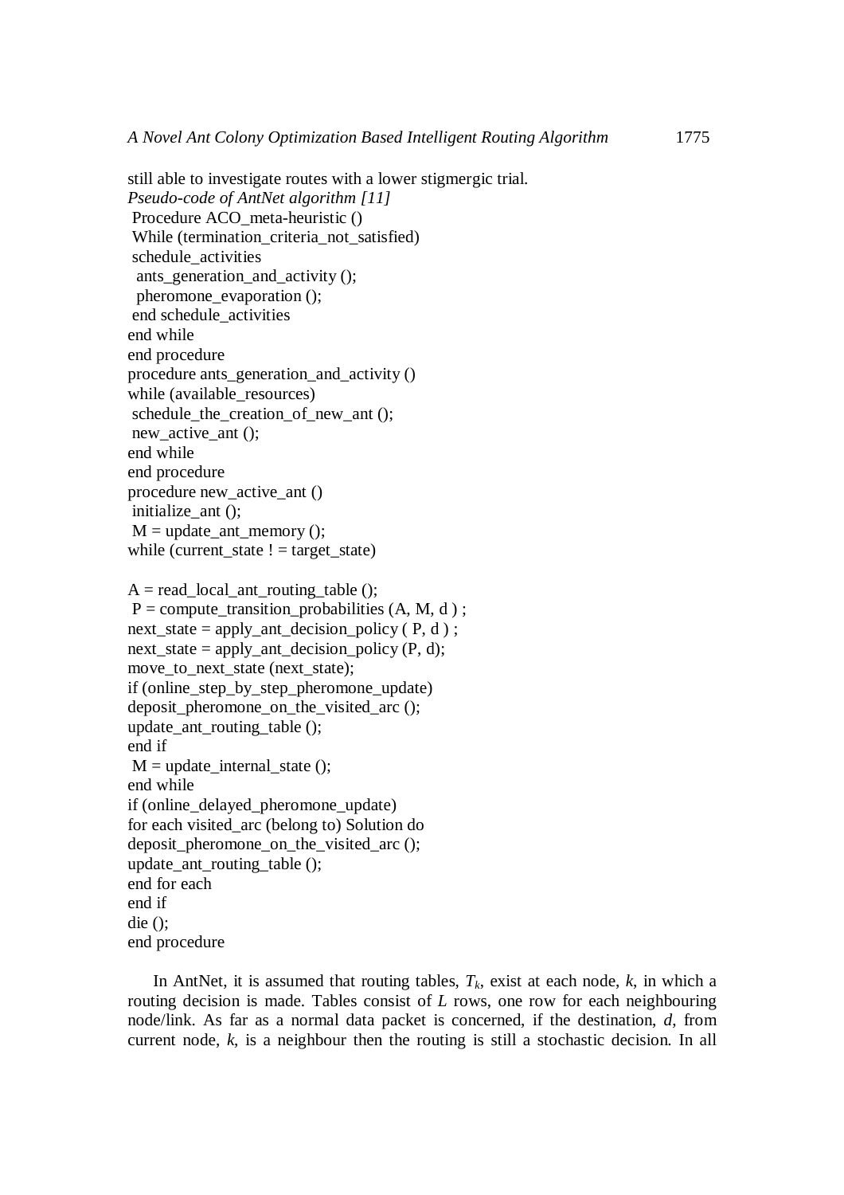still able to investigate routes with a lower stigmergic trial.

*Pseudo-code of AntNet algorithm [11]*

```
 Procedure ACO_meta-heuristic ()
 While (termination_criteria_not_satisfied)
 schedule_activities
  ants_generation_and_activity ();
  pheromone_evaporation ();
 end schedule_activities
end while
end procedure
procedure ants_generation_and_activity ()
while (available_resources)
 schedule_the_creation_of_new_ant ();
 new_active_ant ();
end while
end procedure
procedure new_active_ant ()
 initialize_ant ();
 M = update_ant_memory ();
while (current_state ! = target_state)

A = read_local_ant_routing_table ();
 P = compute_transition_probabilities (A, M, d ) ;
next_state = apply_ant_decision_policy ( P, d ) ;
next_state = apply_ant_decision_policy (P, d);
move_to_next_state (next_state);
if (online_step_by_step_pheromone_update)
deposit_pheromone_on_the_visited_arc ();
update_ant_routing_table ();
end if
 M = update_internal_state ();
end while
if (online_delayed_pheromone_update)
for each visited_arc (belong to) Solution do
deposit_pheromone_on_the_visited_arc ();
update_ant_routing_table ();
end for each
end if
die ();
end procedure
```

In AntNet, it is assumed that routing tables, $T_k$, exist at each node, $k$, in which a routing decision is made. Tables consist of $L$ rows, one row for each neighbouring node/link. As far as a normal data packet is concerned, if the destination, $d$, from current node, $k$, is a neighbour then the routing is still a stochastic decision. In all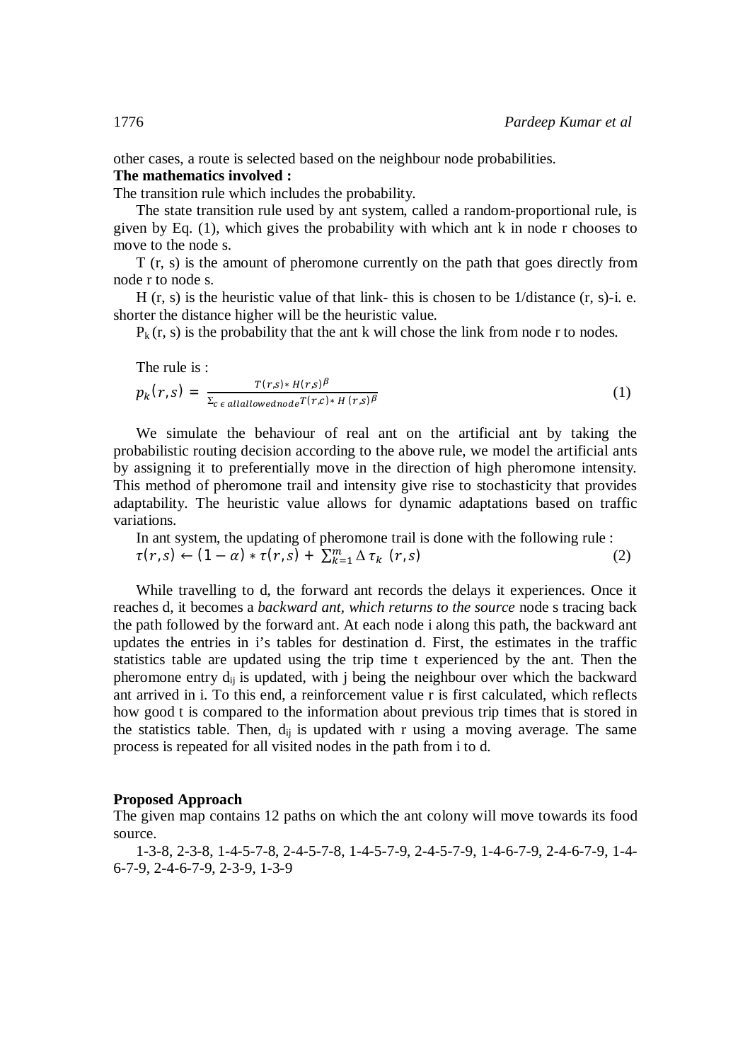other cases, a route is selected based on the neighbour node probabilities.

**The mathematics involved :**

The transition rule which includes the probability.

The state transition rule used by ant system, called a random-proportional rule, is given by Eq. (1), which gives the probability with which ant k in node r chooses to move to the node s.

T (r, s) is the amount of pheromone currently on the path that goes directly from node r to node s.

H (r, s) is the heuristic value of that link- this is chosen to be 1/distance (r, s)-i. e. shorter the distance higher will be the heuristic value.

$P_k$ (r, s) is the probability that the ant k will chose the link from node r to nodes.

The rule is :

$$p_k(r,s) = \frac{T(r,s) * H(r,s)^{\beta}}{\Sigma_{c \in allallowednode} T(r,c) * H(r,s)^{\beta}} \tag{1}$$

We simulate the behaviour of real ant on the artificial ant by taking the probabilistic routing decision according to the above rule, we model the artificial ants by assigning it to preferentially move in the direction of high pheromone intensity. This method of pheromone trail and intensity give rise to stochasticity that provides adaptability. The heuristic value allows for dynamic adaptations based on traffic variations.

In ant system, the updating of pheromone trail is done with the following rule :

$$\tau(r,s) \leftarrow (1-\alpha) * \tau(r,s) + \sum_{k=1}^{m} \Delta \tau_k \ (r,s) \tag{2}$$

While travelling to d, the forward ant records the delays it experiences. Once it reaches d, it becomes a *backward ant, which returns to the source* node s tracing back the path followed by the forward ant. At each node i along this path, the backward ant updates the entries in i's tables for destination d. First, the estimates in the traffic statistics table are updated using the trip time t experienced by the ant. Then the pheromone entry $d_{ij}$ is updated, with j being the neighbour over which the backward ant arrived in i. To this end, a reinforcement value r is first calculated, which reflects how good t is compared to the information about previous trip times that is stored in the statistics table. Then, $d_{ij}$ is updated with r using a moving average. The same process is repeated for all visited nodes in the path from i to d.

**Proposed Approach**

The given map contains 12 paths on which the ant colony will move towards its food source.

1-3-8, 2-3-8, 1-4-5-7-8, 2-4-5-7-8, 1-4-5-7-9, 2-4-5-7-9, 1-4-6-7-9, 2-4-6-7-9, 1-4-6-7-9, 2-4-6-7-9, 2-3-9, 1-3-9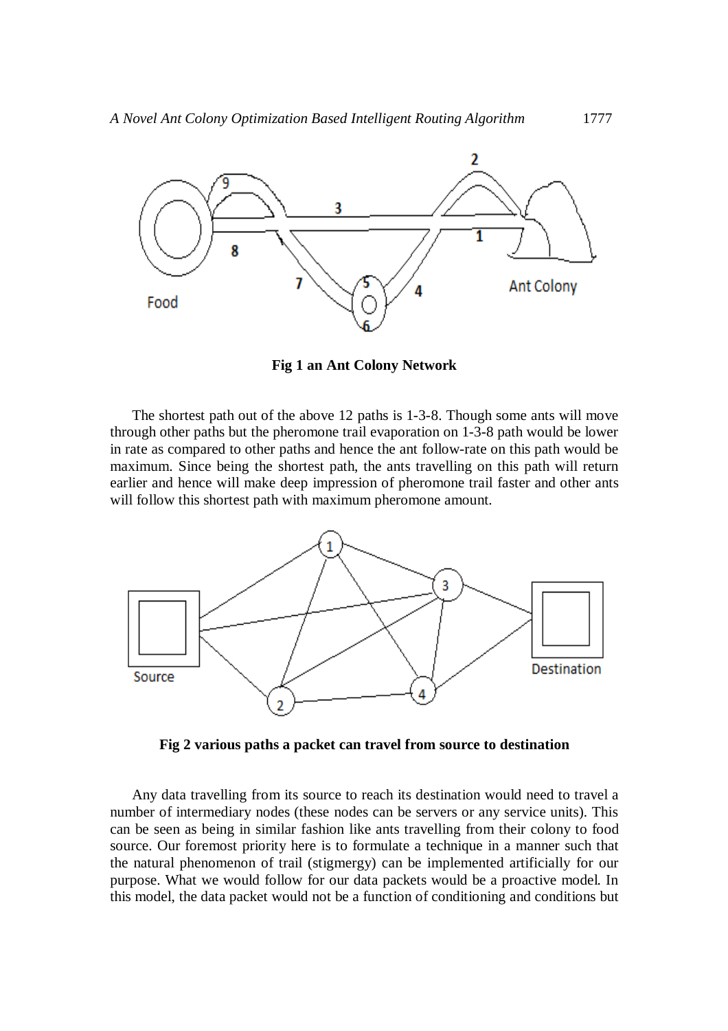**Fig 1 an Ant Colony Network**

The shortest path out of the above 12 paths is 1-3-8. Though some ants will move through other paths but the pheromone trail evaporation on 1-3-8 path would be lower in rate as compared to other paths and hence the ant follow-rate on this path would be maximum. Since being the shortest path, the ants travelling on this path will return earlier and hence will make deep impression of pheromone trail faster and other ants will follow this shortest path with maximum pheromone amount.

**Fig 2 various paths a packet can travel from source to destination**

Any data travelling from its source to reach its destination would need to travel a number of intermediary nodes (these nodes can be servers or any service units). This can be seen as being in similar fashion like ants travelling from their colony to food source. Our foremost priority here is to formulate a technique in a manner such that the natural phenomenon of trail (stigmergy) can be implemented artificially for our purpose. What we would follow for our data packets would be a proactive model. In this model, the data packet would not be a function of conditioning and conditions but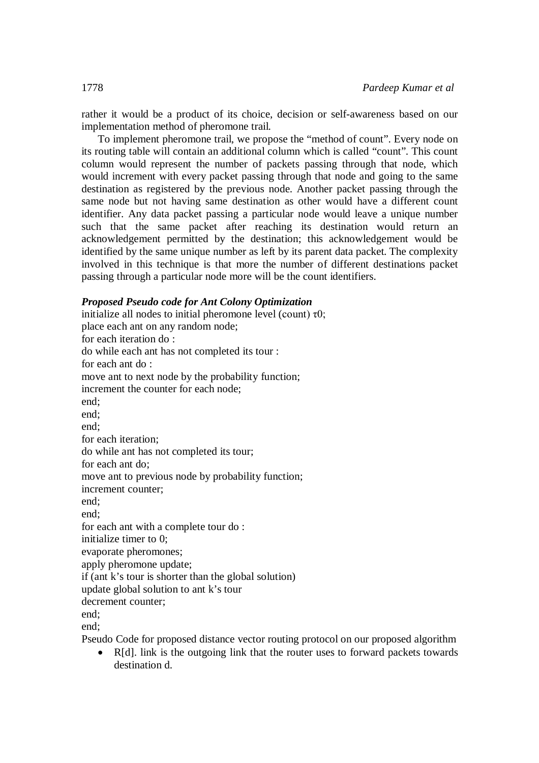rather it would be a product of its choice, decision or self-awareness based on our implementation method of pheromone trail.

To implement pheromone trail, we propose the "method of count". Every node on its routing table will contain an additional column which is called "count". This count column would represent the number of packets passing through that node, which would increment with every packet passing through that node and going to the same destination as registered by the previous node. Another packet passing through the same node but not having same destination as other would have a different count identifier. Any data packet passing a particular node would leave a unique number such that the same packet after reaching its destination would return an acknowledgement permitted by the destination; this acknowledgement would be identified by the same unique number as left by its parent data packet. The complexity involved in this technique is that more the number of different destinations packet passing through a particular node more will be the count identifiers.

***Proposed Pseudo code for Ant Colony Optimization***

```
initialize all nodes to initial pheromone level (count) τ0;
place each ant on any random node;
for each iteration do :
do while each ant has not completed its tour :
for each ant do :
move ant to next node by the probability function;
increment the counter for each node;
end;
end;
end;
for each iteration;
do while ant has not completed its tour;
for each ant do;
move ant to previous node by probability function;
increment counter;
end;
end;
for each ant with a complete tour do :
initialize timer to 0;
evaporate pheromones;
apply pheromone update;
if (ant k's tour is shorter than the global solution)
update global solution to ant k's tour
decrement counter;
end;
end;
```

Pseudo Code for proposed distance vector routing protocol on our proposed algorithm

- R[d]. link is the outgoing link that the router uses to forward packets towards destination d.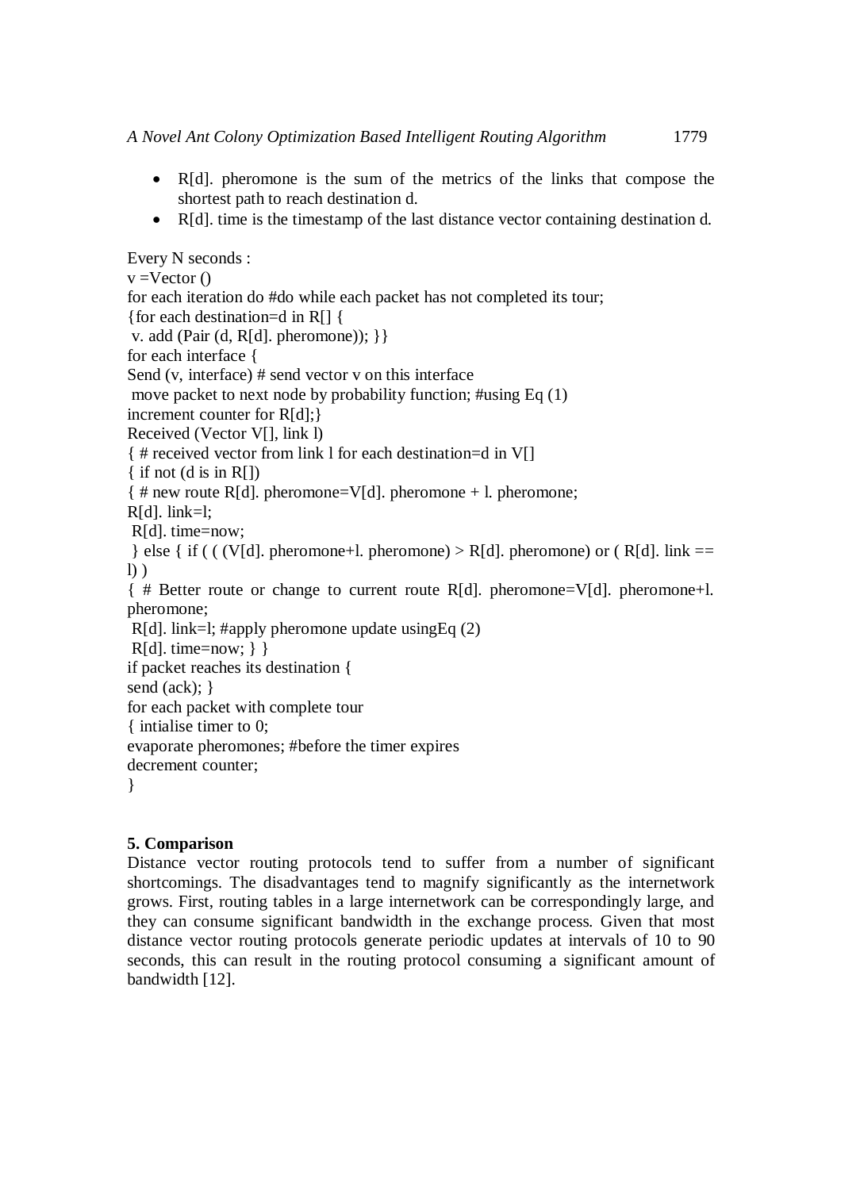- R[d]. pheromone is the sum of the metrics of the links that compose the shortest path to reach destination d.
- R[d]. time is the timestamp of the last distance vector containing destination d.

```
Every N seconds :
v =Vector ()
for each iteration do #do while each packet has not completed its tour;
{for each destination=d in R[] {
 v. add (Pair (d, R[d]. pheromone)); }}
for each interface {
Send (v, interface) # send vector v on this interface
 move packet to next node by probability function; #using Eq (1)
increment counter for R[d];}
Received (Vector V[], link l)
{ # received vector from link l for each destination=d in V[]
{ if not (d is in R[])
{ # new route R[d]. pheromone=V[d]. pheromone + l. pheromone;
R[d]. link=l;
 R[d]. time=now;
 } else { if ( ( (V[d]. pheromone+l. pheromone) > R[d]. pheromone) or ( R[d]. link ==
l) )
{ # Better route or change to current route R[d]. pheromone=V[d]. pheromone+l.
pheromone;
 R[d]. link=l; #apply pheromone update usingEq (2)
 R[d]. time=now; } }
if packet reaches its destination {
send (ack); }
for each packet with complete tour
{ intialise timer to 0;
evaporate pheromones; #before the timer expires
decrement counter;
}
```

## 5. Comparison

Distance vector routing protocols tend to suffer from a number of significant shortcomings. The disadvantages tend to magnify significantly as the internetwork grows. First, routing tables in a large internetwork can be correspondingly large, and they can consume significant bandwidth in the exchange process. Given that most distance vector routing protocols generate periodic updates at intervals of 10 to 90 seconds, this can result in the routing protocol consuming a significant amount of bandwidth [12].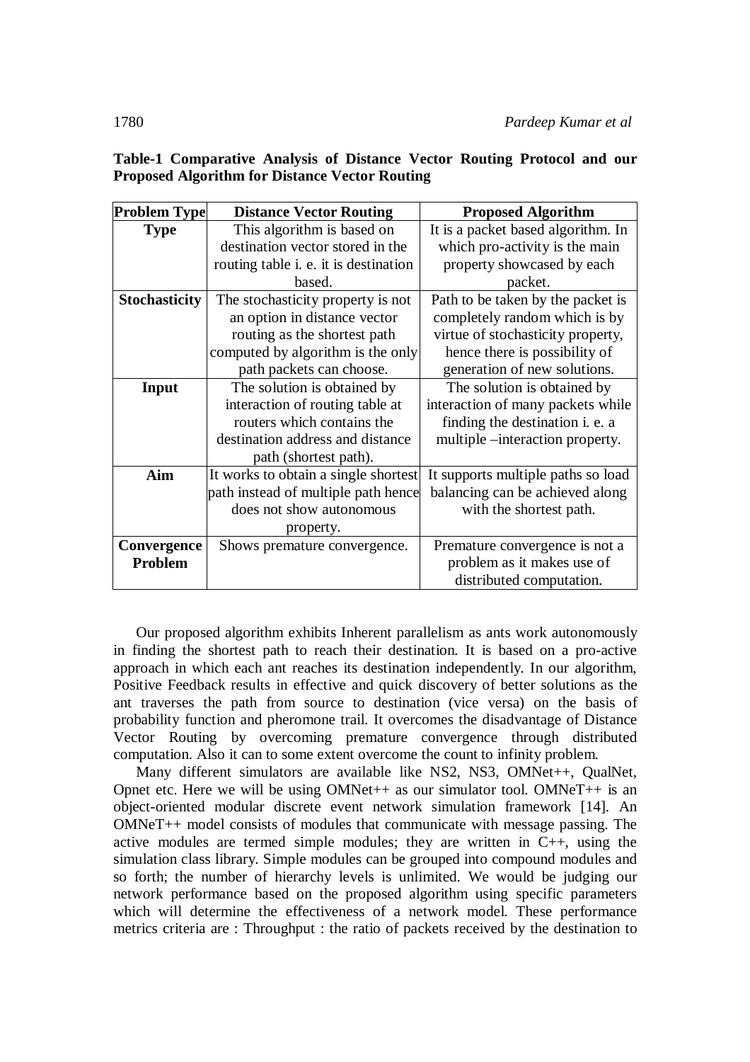**Table-1 Comparative Analysis of Distance Vector Routing Protocol and our Proposed Algorithm for Distance Vector Routing**

| Problem Type | Distance Vector Routing | Proposed Algorithm |
|---|---|---|
| **Type** | This algorithm is based on destination vector stored in the routing table i. e. it is destination based. | It is a packet based algorithm. In which pro-activity is the main property showcased by each packet. |
| **Stochasticity** | The stochasticity property is not an option in distance vector routing as the shortest path computed by algorithm is the only path packets can choose. | Path to be taken by the packet is completely random which is by virtue of stochasticity property, hence there is possibility of generation of new solutions. |
| **Input** | The solution is obtained by interaction of routing table at routers which contains the destination address and distance path (shortest path). | The solution is obtained by interaction of many packets while finding the destination i. e. a multiple –interaction property. |
| **Aim** | It works to obtain a single shortest path instead of multiple path hence does not show autonomous property. | It supports multiple paths so load balancing can be achieved along with the shortest path. |
| **Convergence Problem** | Shows premature convergence. | Premature convergence is not a problem as it makes use of distributed computation. |

Our proposed algorithm exhibits Inherent parallelism as ants work autonomously in finding the shortest path to reach their destination. It is based on a pro-active approach in which each ant reaches its destination independently. In our algorithm, Positive Feedback results in effective and quick discovery of better solutions as the ant traverses the path from source to destination (vice versa) on the basis of probability function and pheromone trail. It overcomes the disadvantage of Distance Vector Routing by overcoming premature convergence through distributed computation. Also it can to some extent overcome the count to infinity problem.

Many different simulators are available like NS2, NS3, OMNet++, QualNet, Opnet etc. Here we will be using OMNet++ as our simulator tool. OMNeT++ is an object-oriented modular discrete event network simulation framework [14]. An OMNeT++ model consists of modules that communicate with message passing. The active modules are termed simple modules; they are written in C++, using the simulation class library. Simple modules can be grouped into compound modules and so forth; the number of hierarchy levels is unlimited. We would be judging our network performance based on the proposed algorithm using specific parameters which will determine the effectiveness of a network model. These performance metrics criteria are : Throughput : the ratio of packets received by the destination to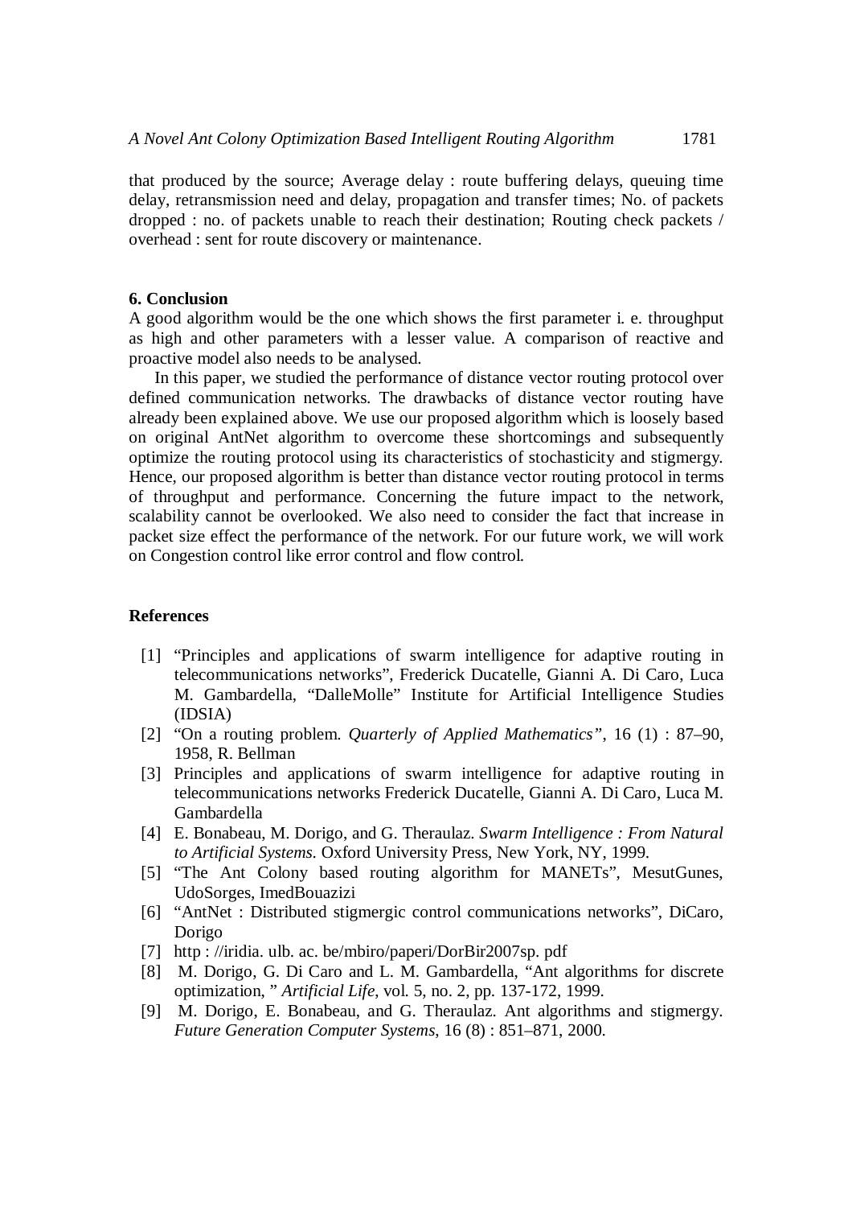that produced by the source; Average delay : route buffering delays, queuing time delay, retransmission need and delay, propagation and transfer times; No. of packets dropped : no. of packets unable to reach their destination; Routing check packets / overhead : sent for route discovery or maintenance.

## 6. Conclusion

A good algorithm would be the one which shows the first parameter i. e. throughput as high and other parameters with a lesser value. A comparison of reactive and proactive model also needs to be analysed.

In this paper, we studied the performance of distance vector routing protocol over defined communication networks. The drawbacks of distance vector routing have already been explained above. We use our proposed algorithm which is loosely based on original AntNet algorithm to overcome these shortcomings and subsequently optimize the routing protocol using its characteristics of stochasticity and stigmergy. Hence, our proposed algorithm is better than distance vector routing protocol in terms of throughput and performance. Concerning the future impact to the network, scalability cannot be overlooked. We also need to consider the fact that increase in packet size effect the performance of the network. For our future work, we will work on Congestion control like error control and flow control.

## References

[1] "Principles and applications of swarm intelligence for adaptive routing in telecommunications networks", Frederick Ducatelle, Gianni A. Di Caro, Luca M. Gambardella, "DalleMolle" Institute for Artificial Intelligence Studies (IDSIA)

[2] "On a routing problem. *Quarterly of Applied Mathematics"*, 16 (1) : 87–90, 1958, R. Bellman

[3] Principles and applications of swarm intelligence for adaptive routing in telecommunications networks Frederick Ducatelle, Gianni A. Di Caro, Luca M. Gambardella

[4] E. Bonabeau, M. Dorigo, and G. Theraulaz. *Swarm Intelligence : From Natural to Artificial Systems.* Oxford University Press, New York, NY, 1999.

[5] "The Ant Colony based routing algorithm for MANETs", MesutGunes, UdoSorges, ImedBouazizi

[6] "AntNet : Distributed stigmergic control communications networks", DiCaro, Dorigo

[7] http : //iridia. ulb. ac. be/mbiro/paperi/DorBir2007sp. pdf

[8] M. Dorigo, G. Di Caro and L. M. Gambardella, "Ant algorithms for discrete optimization, " *Artificial Life*, vol. 5, no. 2, pp. 137-172, 1999.

[9] M. Dorigo, E. Bonabeau, and G. Theraulaz. Ant algorithms and stigmergy. *Future Generation Computer Systems*, 16 (8) : 851–871, 2000.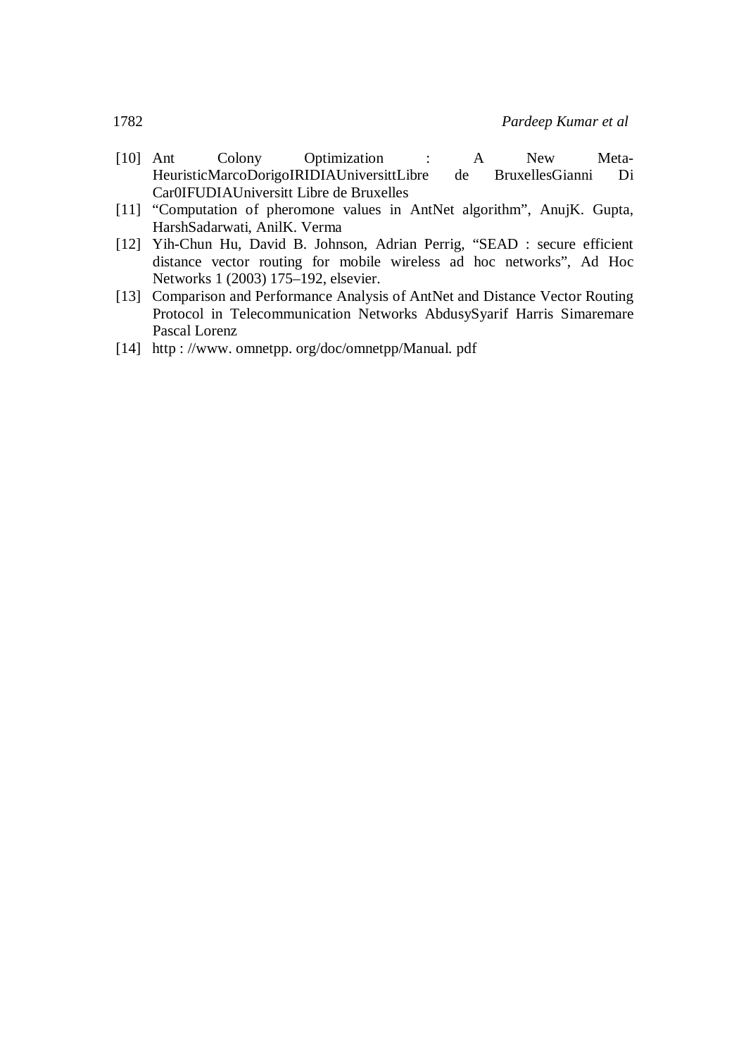[10] Ant Colony Optimization : A New Meta-HeuristicMarcoDorigoIRIDIAUniversittLibre de BruxellesGianni Di Car0IFUDIAUniversitt Libre de Bruxelles

[11] “Computation of pheromone values in AntNet algorithm”, AnujK. Gupta, HarshSadarwati, AnilK. Verma

[12] Yih-Chun Hu, David B. Johnson, Adrian Perrig, “SEAD : secure efficient distance vector routing for mobile wireless ad hoc networks”, Ad Hoc Networks 1 (2003) 175–192, elsevier.

[13] Comparison and Performance Analysis of AntNet and Distance Vector Routing Protocol in Telecommunication Networks AbdusySyarif Harris Simaremare Pascal Lorenz

[14] http : //www. omnetpp. org/doc/omnetpp/Manual. pdf